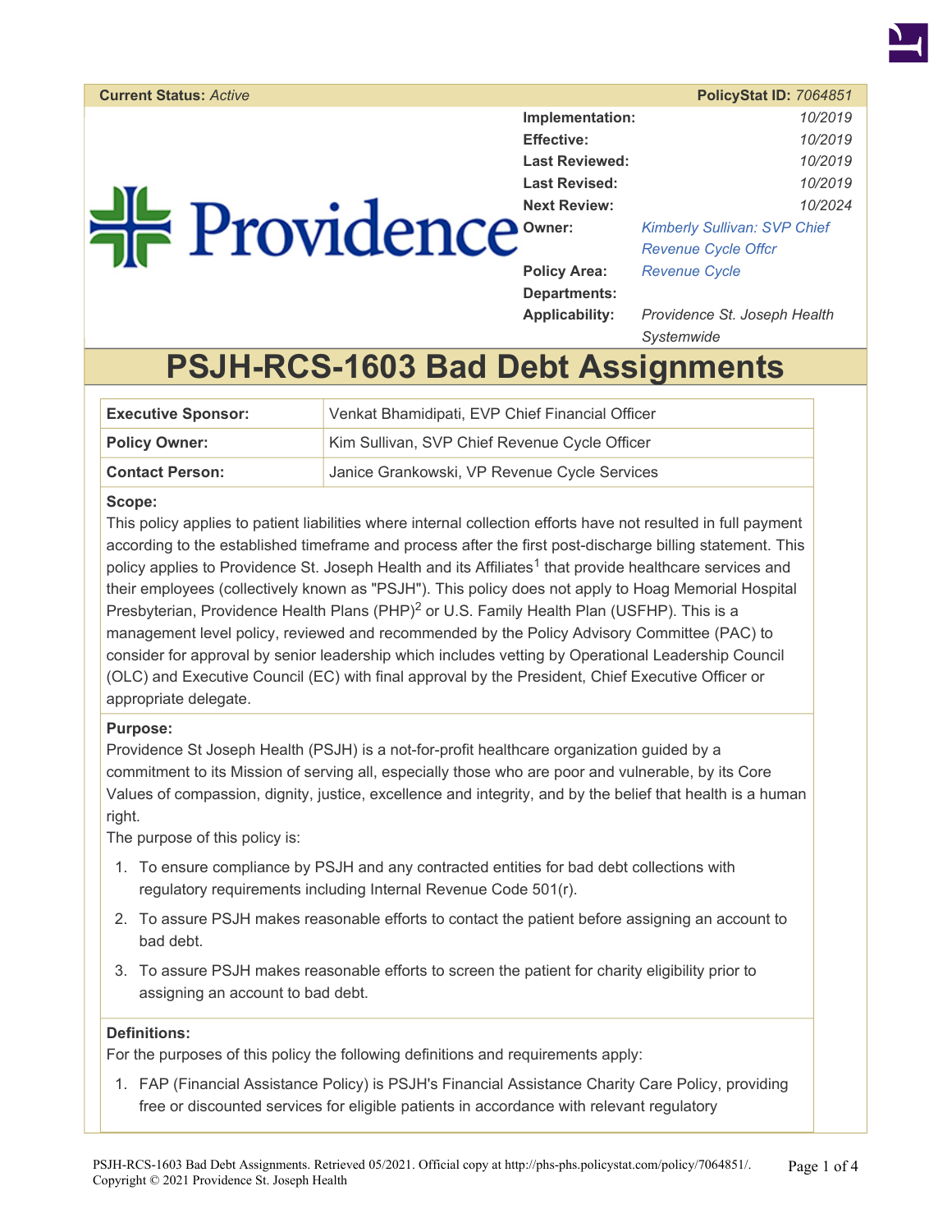**Current Status:** *Active* **PolicyStat ID:** *7064851*

| | |
|---|---|
| **Implementation:** | *10/2019* |
| **Effective:** | *10/2019* |
| **Last Reviewed:** | *10/2019* |
| **Last Revised:** | *10/2019* |
| **Next Review:** | *10/2024* |
| **Owner:** | *Kimberly Sullivan: SVP Chief Revenue Cycle Offcr* |
| **Policy Area:** | *Revenue Cycle* |
| **Departments:** | |
| **Applicability:** | *Providence St. Joseph Health Systemwide* |

# PSJH-RCS-1603 Bad Debt Assignments

| | |
|---|---|
| **Executive Sponsor:** | Venkat Bhamidipati, EVP Chief Financial Officer |
| **Policy Owner:** | Kim Sullivan, SVP Chief Revenue Cycle Officer |
| **Contact Person:** | Janice Grankowski, VP Revenue Cycle Services |

**Scope:**

This policy applies to patient liabilities where internal collection efforts have not resulted in full payment according to the established timeframe and process after the first post-discharge billing statement. This policy applies to Providence St. Joseph Health and its Affiliates[1] that provide healthcare services and their employees (collectively known as "PSJH"). This policy does not apply to Hoag Memorial Hospital Presbyterian, Providence Health Plans (PHP)[2] or U.S. Family Health Plan (USFHP). This is a management level policy, reviewed and recommended by the Policy Advisory Committee (PAC) to consider for approval by senior leadership which includes vetting by Operational Leadership Council (OLC) and Executive Council (EC) with final approval by the President, Chief Executive Officer or appropriate delegate.

**Purpose:**

Providence St Joseph Health (PSJH) is a not-for-profit healthcare organization guided by a commitment to its Mission of serving all, especially those who are poor and vulnerable, by its Core Values of compassion, dignity, justice, excellence and integrity, and by the belief that health is a human right.

The purpose of this policy is:

1. To ensure compliance by PSJH and any contracted entities for bad debt collections with regulatory requirements including Internal Revenue Code 501(r).
2. To assure PSJH makes reasonable efforts to contact the patient before assigning an account to bad debt.
3. To assure PSJH makes reasonable efforts to screen the patient for charity eligibility prior to assigning an account to bad debt.

**Definitions:**

For the purposes of this policy the following definitions and requirements apply:

1. FAP (Financial Assistance Policy) is PSJH's Financial Assistance Charity Care Policy, providing free or discounted services for eligible patients in accordance with relevant regulatory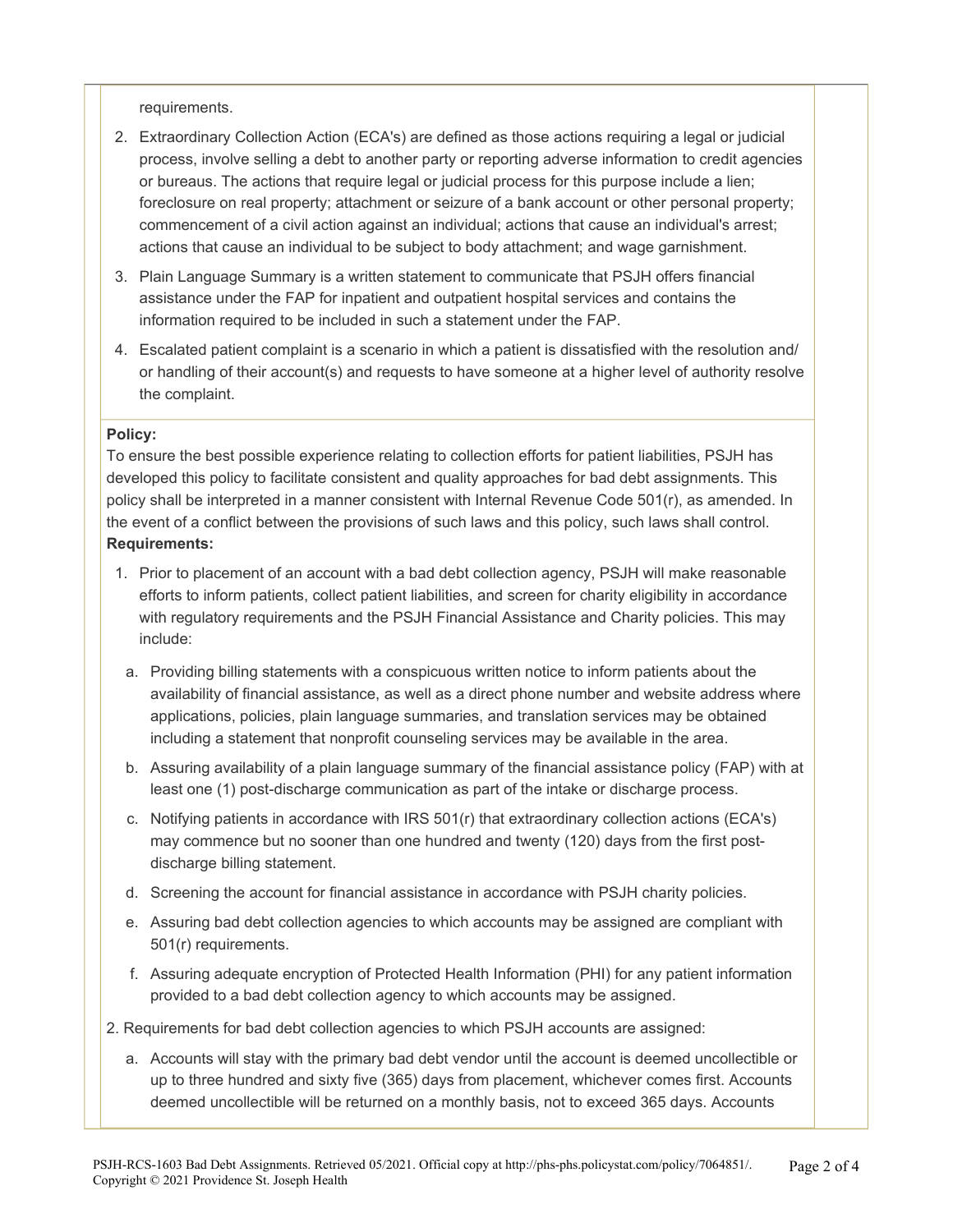requirements.

2. Extraordinary Collection Action (ECA's) are defined as those actions requiring a legal or judicial process, involve selling a debt to another party or reporting adverse information to credit agencies or bureaus. The actions that require legal or judicial process for this purpose include a lien; foreclosure on real property; attachment or seizure of a bank account or other personal property; commencement of a civil action against an individual; actions that cause an individual's arrest; actions that cause an individual to be subject to body attachment; and wage garnishment.
3. Plain Language Summary is a written statement to communicate that PSJH offers financial assistance under the FAP for inpatient and outpatient hospital services and contains the information required to be included in such a statement under the FAP.
4. Escalated patient complaint is a scenario in which a patient is dissatisfied with the resolution and/or handling of their account(s) and requests to have someone at a higher level of authority resolve the complaint.

**Policy:**

To ensure the best possible experience relating to collection efforts for patient liabilities, PSJH has developed this policy to facilitate consistent and quality approaches for bad debt assignments. This policy shall be interpreted in a manner consistent with Internal Revenue Code 501(r), as amended. In the event of a conflict between the provisions of such laws and this policy, such laws shall control.

**Requirements:**

1. Prior to placement of an account with a bad debt collection agency, PSJH will make reasonable efforts to inform patients, collect patient liabilities, and screen for charity eligibility in accordance with regulatory requirements and the PSJH Financial Assistance and Charity policies. This may include:
   a. Providing billing statements with a conspicuous written notice to inform patients about the availability of financial assistance, as well as a direct phone number and website address where applications, policies, plain language summaries, and translation services may be obtained including a statement that nonprofit counseling services may be available in the area.
   b. Assuring availability of a plain language summary of the financial assistance policy (FAP) with at least one (1) post-discharge communication as part of the intake or discharge process.
   c. Notifying patients in accordance with IRS 501(r) that extraordinary collection actions (ECA's) may commence but no sooner than one hundred and twenty (120) days from the first post-discharge billing statement.
   d. Screening the account for financial assistance in accordance with PSJH charity policies.
   e. Assuring bad debt collection agencies to which accounts may be assigned are compliant with 501(r) requirements.
   f. Assuring adequate encryption of Protected Health Information (PHI) for any patient information provided to a bad debt collection agency to which accounts may be assigned.

2. Requirements for bad debt collection agencies to which PSJH accounts are assigned:
   a. Accounts will stay with the primary bad debt vendor until the account is deemed uncollectible or up to three hundred and sixty five (365) days from placement, whichever comes first. Accounts deemed uncollectible will be returned on a monthly basis, not to exceed 365 days. Accounts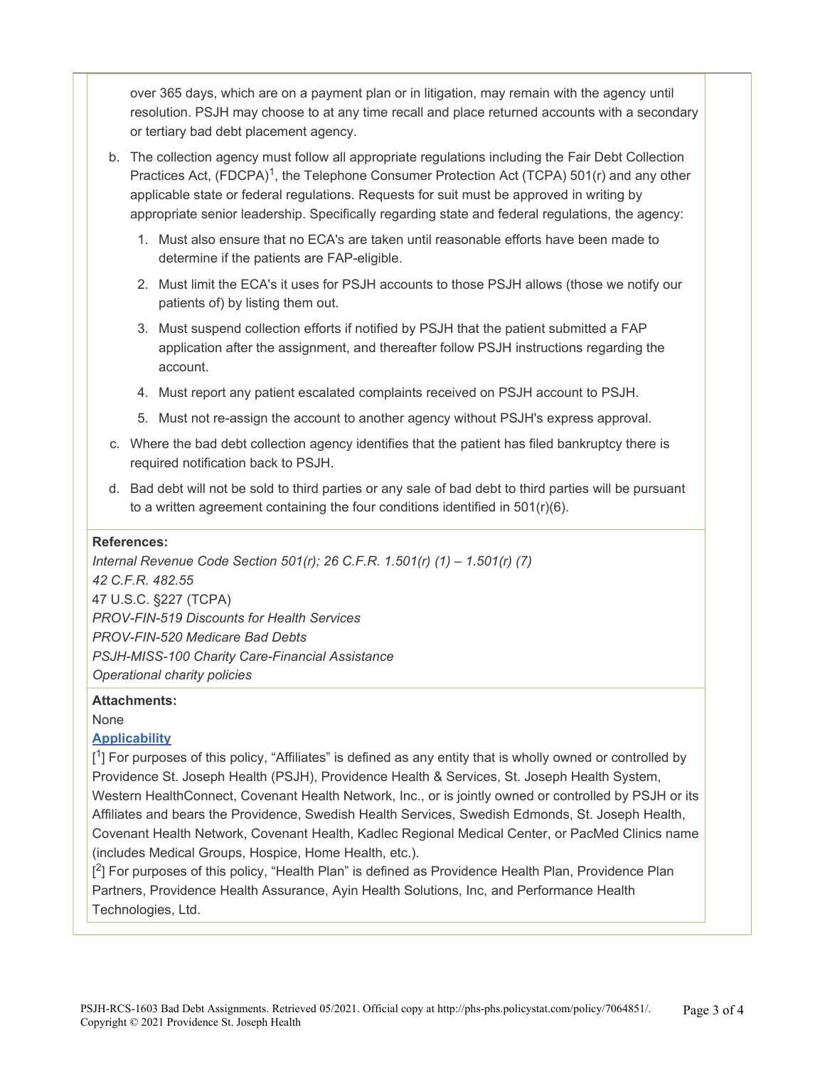over 365 days, which are on a payment plan or in litigation, may remain with the agency until resolution. PSJH may choose to at any time recall and place returned accounts with a secondary or tertiary bad debt placement agency.

b. The collection agency must follow all appropriate regulations including the Fair Debt Collection Practices Act, (FDCPA)[1], the Telephone Consumer Protection Act (TCPA) 501(r) and any other applicable state or federal regulations. Requests for suit must be approved in writing by appropriate senior leadership. Specifically regarding state and federal regulations, the agency:

   1. Must also ensure that no ECA's are taken until reasonable efforts have been made to determine if the patients are FAP-eligible.
   2. Must limit the ECA's it uses for PSJH accounts to those PSJH allows (those we notify our patients of) by listing them out.
   3. Must suspend collection efforts if notified by PSJH that the patient submitted a FAP application after the assignment, and thereafter follow PSJH instructions regarding the account.
   4. Must report any patient escalated complaints received on PSJH account to PSJH.
   5. Must not re-assign the account to another agency without PSJH's express approval.

c. Where the bad debt collection agency identifies that the patient has filed bankruptcy there is required notification back to PSJH.

d. Bad debt will not be sold to third parties or any sale of bad debt to third parties will be pursuant to a written agreement containing the four conditions identified in 501(r)(6).

**References:**

*Internal Revenue Code Section 501(r); 26 C.F.R. 1.501(r) (1) – 1.501(r) (7)*
*42 C.F.R. 482.55*
47 U.S.C. §227 (TCPA)
*PROV-FIN-519 Discounts for Health Services*
*PROV-FIN-520 Medicare Bad Debts*
*PSJH-MISS-100 Charity Care-Financial Assistance*
*Operational charity policies*

**Attachments:**

None

**Applicability**

[1] For purposes of this policy, "Affiliates" is defined as any entity that is wholly owned or controlled by Providence St. Joseph Health (PSJH), Providence Health & Services, St. Joseph Health System, Western HealthConnect, Covenant Health Network, Inc., or is jointly owned or controlled by PSJH or its Affiliates and bears the Providence, Swedish Health Services, Swedish Edmonds, St. Joseph Health, Covenant Health Network, Covenant Health, Kadlec Regional Medical Center, or PacMed Clinics name (includes Medical Groups, Hospice, Home Health, etc.).

[2] For purposes of this policy, "Health Plan" is defined as Providence Health Plan, Providence Plan Partners, Providence Health Assurance, Ayin Health Solutions, Inc, and Performance Health Technologies, Ltd.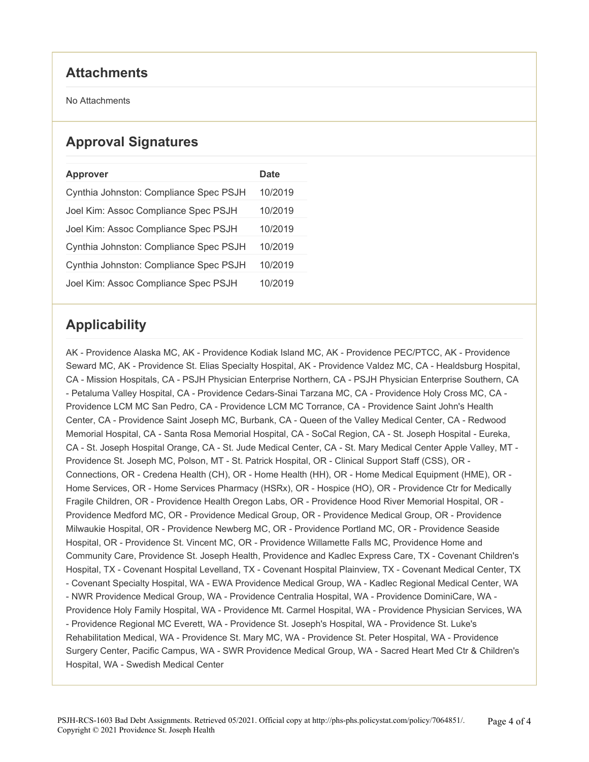## Attachments

No Attachments

## Approval Signatures

| Approver | Date |
|---|---|
| Cynthia Johnston: Compliance Spec PSJH | 10/2019 |
| Joel Kim: Assoc Compliance Spec PSJH | 10/2019 |
| Joel Kim: Assoc Compliance Spec PSJH | 10/2019 |
| Cynthia Johnston: Compliance Spec PSJH | 10/2019 |
| Cynthia Johnston: Compliance Spec PSJH | 10/2019 |
| Joel Kim: Assoc Compliance Spec PSJH | 10/2019 |

## Applicability

AK - Providence Alaska MC, AK - Providence Kodiak Island MC, AK - Providence PEC/PTCC, AK - Providence Seward MC, AK - Providence St. Elias Specialty Hospital, AK - Providence Valdez MC, CA - Healdsburg Hospital, CA - Mission Hospitals, CA - PSJH Physician Enterprise Northern, CA - PSJH Physician Enterprise Southern, CA - Petaluma Valley Hospital, CA - Providence Cedars-Sinai Tarzana MC, CA - Providence Holy Cross MC, CA - Providence LCM MC San Pedro, CA - Providence LCM MC Torrance, CA - Providence Saint John's Health Center, CA - Providence Saint Joseph MC, Burbank, CA - Queen of the Valley Medical Center, CA - Redwood Memorial Hospital, CA - Santa Rosa Memorial Hospital, CA - SoCal Region, CA - St. Joseph Hospital - Eureka, CA - St. Joseph Hospital Orange, CA - St. Jude Medical Center, CA - St. Mary Medical Center Apple Valley, MT - Providence St. Joseph MC, Polson, MT - St. Patrick Hospital, OR - Clinical Support Staff (CSS), OR - Connections, OR - Credena Health (CH), OR - Home Health (HH), OR - Home Medical Equipment (HME), OR - Home Services, OR - Home Services Pharmacy (HSRx), OR - Hospice (HO), OR - Providence Ctr for Medically Fragile Children, OR - Providence Health Oregon Labs, OR - Providence Hood River Memorial Hospital, OR - Providence Medford MC, OR - Providence Medical Group, OR - Providence Medical Group, OR - Providence Milwaukie Hospital, OR - Providence Newberg MC, OR - Providence Portland MC, OR - Providence Seaside Hospital, OR - Providence St. Vincent MC, OR - Providence Willamette Falls MC, Providence Home and Community Care, Providence St. Joseph Health, Providence and Kadlec Express Care, TX - Covenant Children's Hospital, TX - Covenant Hospital Levelland, TX - Covenant Hospital Plainview, TX - Covenant Medical Center, TX - Covenant Specialty Hospital, WA - EWA Providence Medical Group, WA - Kadlec Regional Medical Center, WA - NWR Providence Medical Group, WA - Providence Centralia Hospital, WA - Providence DominiCare, WA - Providence Holy Family Hospital, WA - Providence Mt. Carmel Hospital, WA - Providence Physician Services, WA - Providence Regional MC Everett, WA - Providence St. Joseph's Hospital, WA - Providence St. Luke's Rehabilitation Medical, WA - Providence St. Mary MC, WA - Providence St. Peter Hospital, WA - Providence Surgery Center, Pacific Campus, WA - SWR Providence Medical Group, WA - Sacred Heart Med Ctr & Children's Hospital, WA - Swedish Medical Center